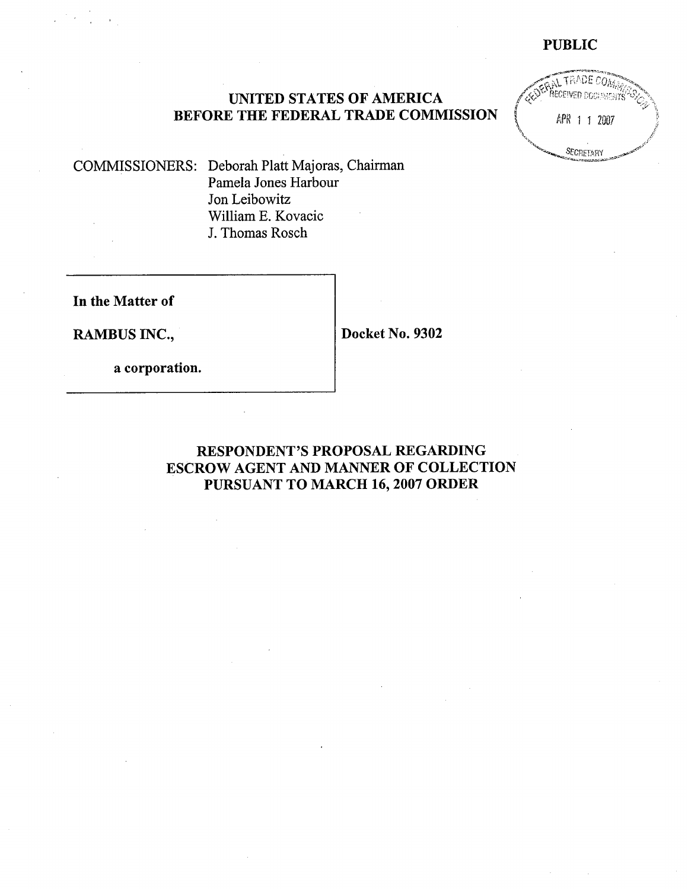**PUBLIC**

FEDERAL TRADE COMMISSION
RECEIVED DOCUMENTS
APR 11 2007
SECRETARY

**UNITED STATES OF AMERICA**
**BEFORE THE FEDERAL TRADE COMMISSION**

COMMISSIONERS: Deborah Platt Majoras, Chairman
Pamela Jones Harbour
Jon Leibowitz
William E. Kovacic
J. Thomas Rosch

**In the Matter of**

**RAMBUS INC.,**

**a corporation.**

**Docket No. 9302**

**RESPONDENT'S PROPOSAL REGARDING ESCROW AGENT AND MANNER OF COLLECTION PURSUANT TO MARCH 16, 2007 ORDER**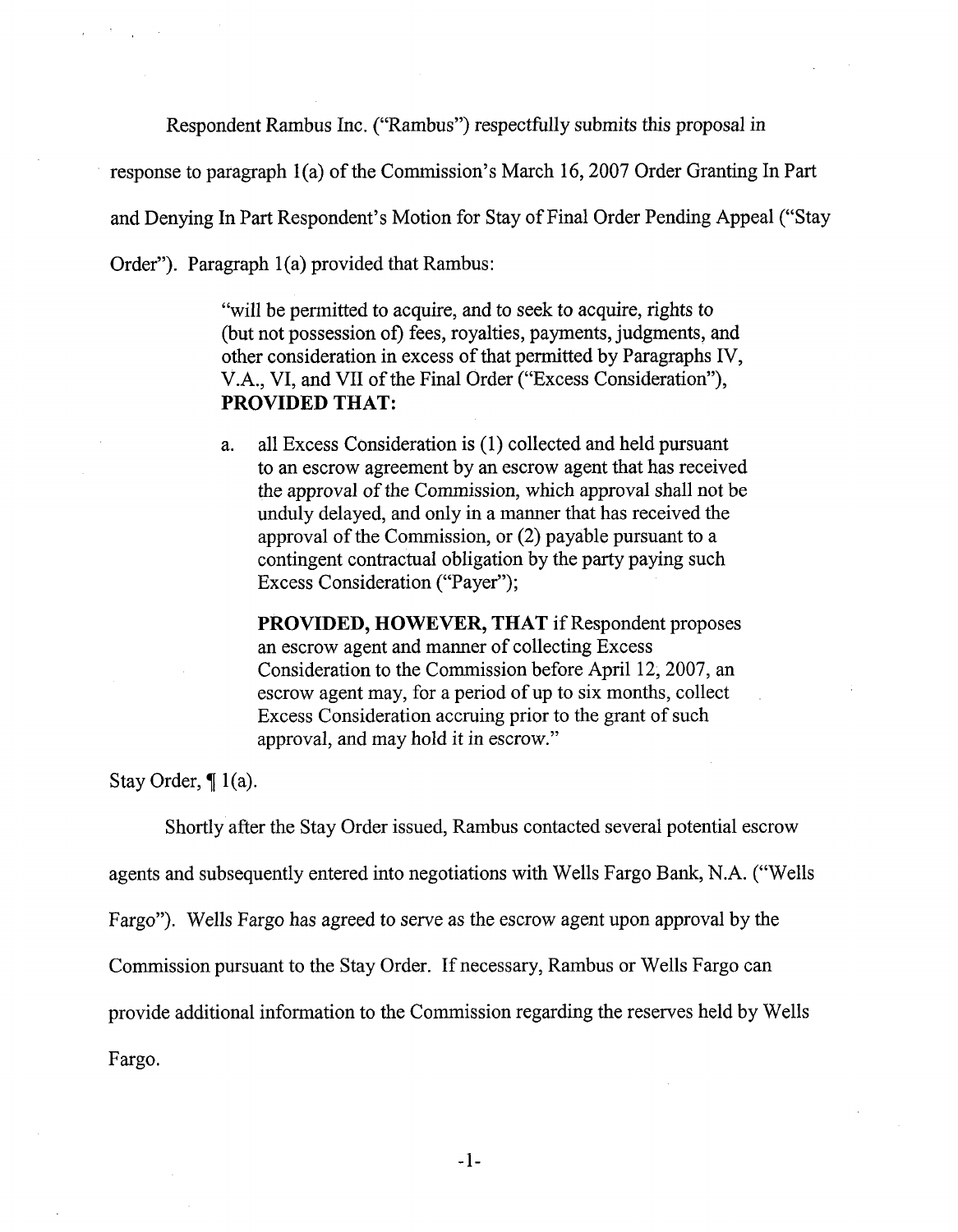Respondent Rambus Inc. ("Rambus") respectfully submits this proposal in response to paragraph 1(a) of the Commission's March 16, 2007 Order Granting In Part and Denying In Part Respondent's Motion for Stay of Final Order Pending Appeal ("Stay Order"). Paragraph 1(a) provided that Rambus:

> "will be permitted to acquire, and to seek to acquire, rights to (but not possession of) fees, royalties, payments, judgments, and other consideration in excess of that permitted by Paragraphs IV, V.A., VI, and VII of the Final Order ("Excess Consideration"), **PROVIDED THAT:**
>
> a. all Excess Consideration is (1) collected and held pursuant to an escrow agreement by an escrow agent that has received the approval of the Commission, which approval shall not be unduly delayed, and only in a manner that has received the approval of the Commission, or (2) payable pursuant to a contingent contractual obligation by the party paying such Excess Consideration ("Payer");
>
> **PROVIDED, HOWEVER, THAT** if Respondent proposes an escrow agent and manner of collecting Excess Consideration to the Commission before April 12, 2007, an escrow agent may, for a period of up to six months, collect Excess Consideration accruing prior to the grant of such approval, and may hold it in escrow."

Stay Order, ¶ 1(a).

Shortly after the Stay Order issued, Rambus contacted several potential escrow agents and subsequently entered into negotiations with Wells Fargo Bank, N.A. ("Wells Fargo"). Wells Fargo has agreed to serve as the escrow agent upon approval by the Commission pursuant to the Stay Order. If necessary, Rambus or Wells Fargo can provide additional information to the Commission regarding the reserves held by Wells Fargo.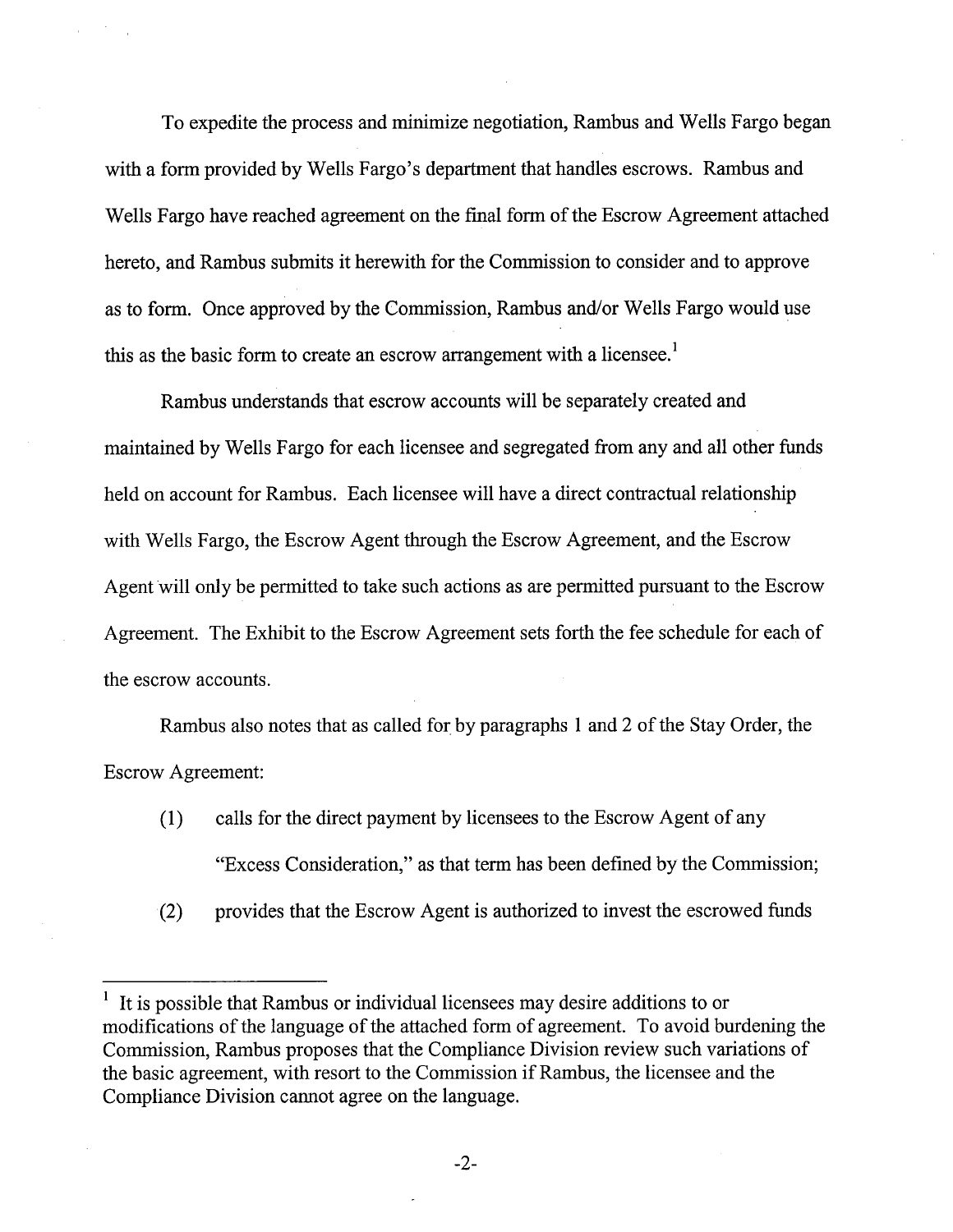To expedite the process and minimize negotiation, Rambus and Wells Fargo began with a form provided by Wells Fargo's department that handles escrows. Rambus and Wells Fargo have reached agreement on the final form of the Escrow Agreement attached hereto, and Rambus submits it herewith for the Commission to consider and to approve as to form. Once approved by the Commission, Rambus and/or Wells Fargo would use this as the basic form to create an escrow arrangement with a licensee.[1]

Rambus understands that escrow accounts will be separately created and maintained by Wells Fargo for each licensee and segregated from any and all other funds held on account for Rambus. Each licensee will have a direct contractual relationship with Wells Fargo, the Escrow Agent through the Escrow Agreement, and the Escrow Agent will only be permitted to take such actions as are permitted pursuant to the Escrow Agreement. The Exhibit to the Escrow Agreement sets forth the fee schedule for each of the escrow accounts.

Rambus also notes that as called for by paragraphs 1 and 2 of the Stay Order, the Escrow Agreement:

(1) calls for the direct payment by licensees to the Escrow Agent of any "Excess Consideration," as that term has been defined by the Commission;

(2) provides that the Escrow Agent is authorized to invest the escrowed funds

---

[1] It is possible that Rambus or individual licensees may desire additions to or modifications of the language of the attached form of agreement. To avoid burdening the Commission, Rambus proposes that the Compliance Division review such variations of the basic agreement, with resort to the Commission if Rambus, the licensee and the Compliance Division cannot agree on the language.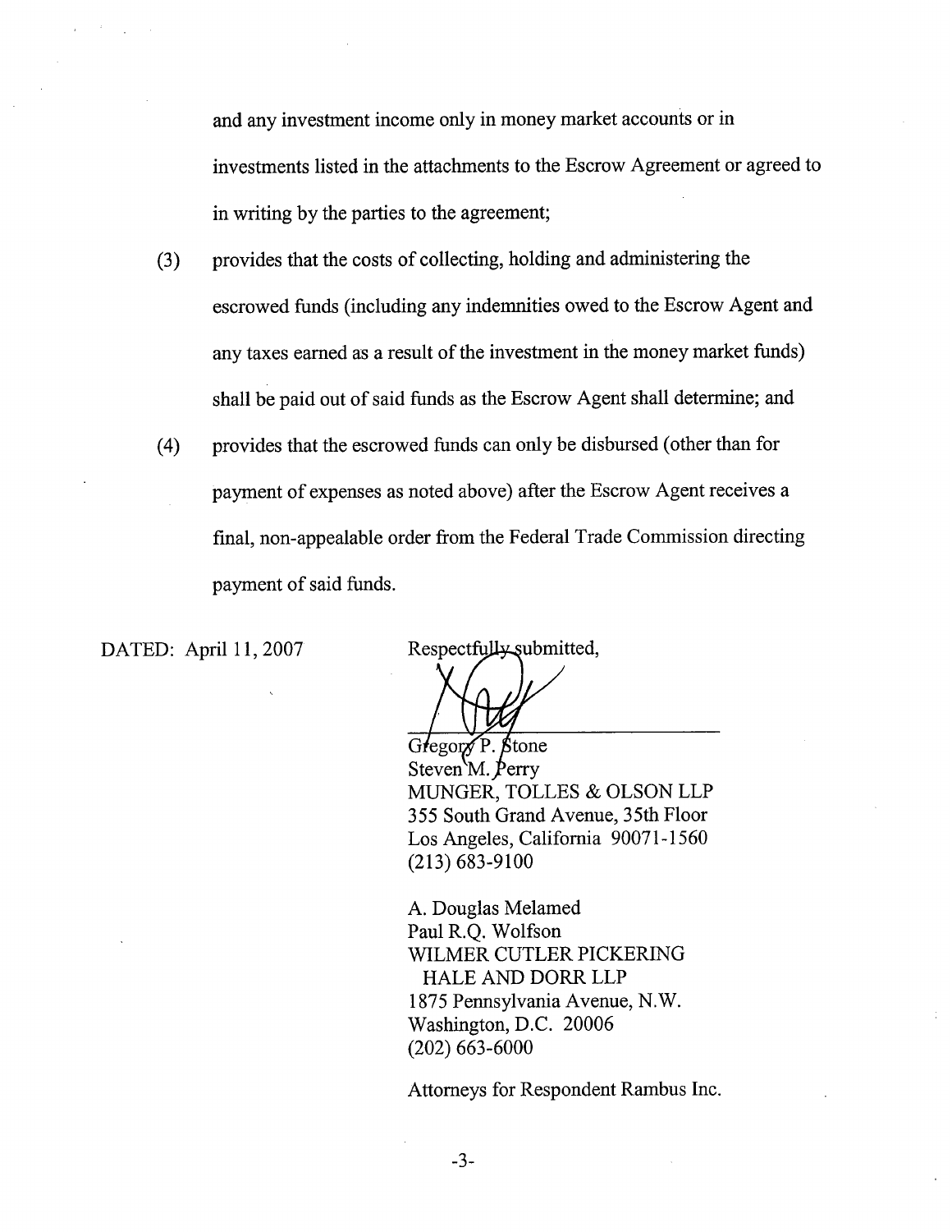and any investment income only in money market accounts or in investments listed in the attachments to the Escrow Agreement or agreed to in writing by the parties to the agreement;

(3) provides that the costs of collecting, holding and administering the escrowed funds (including any indemnities owed to the Escrow Agent and any taxes earned as a result of the investment in the money market funds) shall be paid out of said funds as the Escrow Agent shall determine; and

(4) provides that the escrowed funds can only be disbursed (other than for payment of expenses as noted above) after the Escrow Agent receives a final, non-appealable order from the Federal Trade Commission directing payment of said funds.

DATED: April 11, 2007

Respectfully submitted,

Gregory P. Stone  
Steven M. Perry  
MUNGER, TOLLES & OLSON LLP  
355 South Grand Avenue, 35th Floor  
Los Angeles, California 90071-1560  
(213) 683-9100

A. Douglas Melamed  
Paul R.Q. Wolfson  
WILMER CUTLER PICKERING  
HALE AND DORR LLP  
1875 Pennsylvania Avenue, N.W.  
Washington, D.C. 20006  
(202) 663-6000

Attorneys for Respondent Rambus Inc.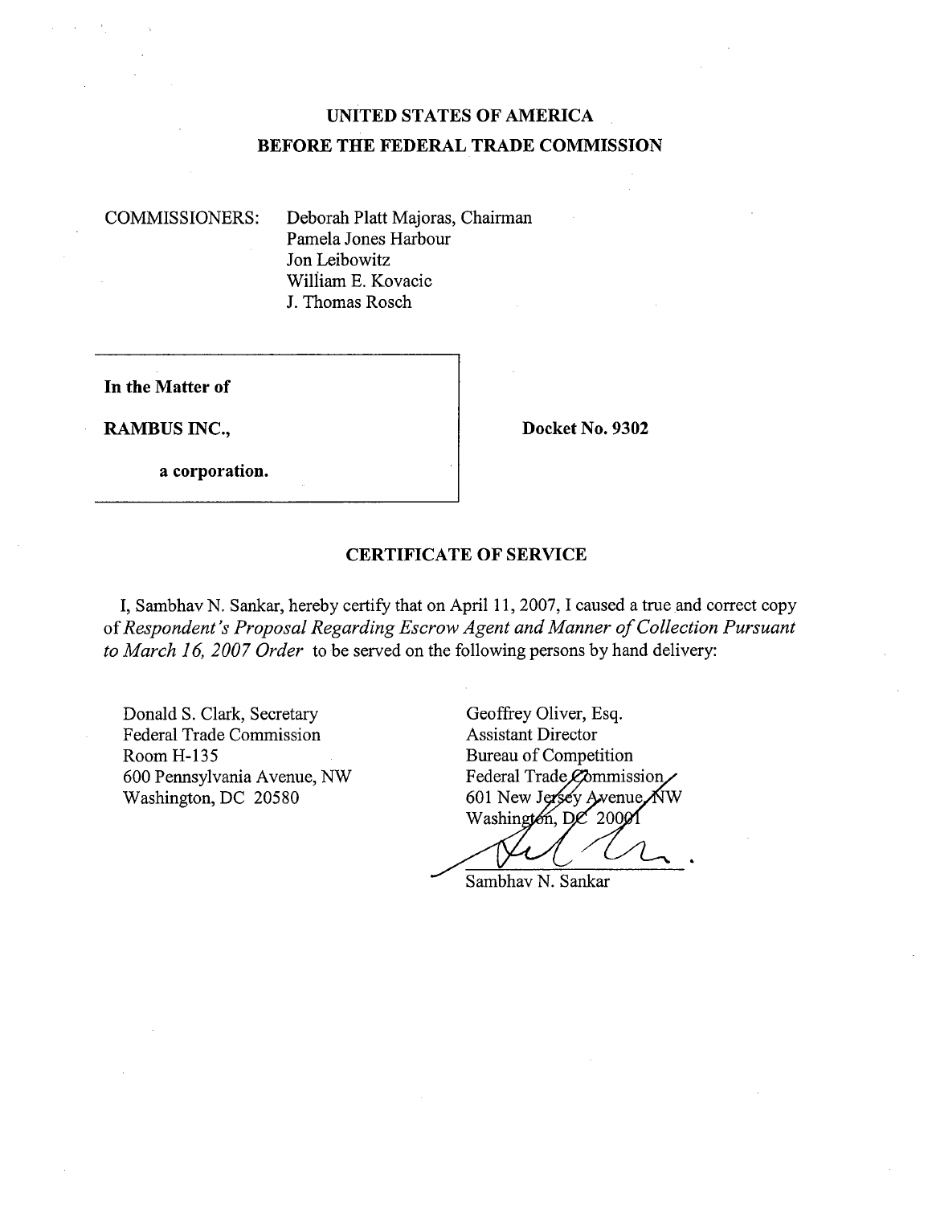**UNITED STATES OF AMERICA**
**BEFORE THE FEDERAL TRADE COMMISSION**

COMMISSIONERS: Deborah Platt Majoras, Chairman
Pamela Jones Harbour
Jon Leibowitz
William E. Kovacic
J. Thomas Rosch

| | |
|---|---|
| **In the Matter of**<br><br>**RAMBUS INC.,**<br><br>**a corporation.** | **Docket No. 9302** |

## CERTIFICATE OF SERVICE

I, Sambhav N. Sankar, hereby certify that on April 11, 2007, I caused a true and correct copy of *Respondent's Proposal Regarding Escrow Agent and Manner of Collection Pursuant to March 16, 2007 Order* to be served on the following persons by hand delivery:

Donald S. Clark, Secretary
Federal Trade Commission
Room H-135
600 Pennsylvania Avenue, NW
Washington, DC 20580

Geoffrey Oliver, Esq.
Assistant Director
Bureau of Competition
Federal Trade Commission
601 New Jersey Avenue, NW
Washington, DC 20001

Sambhav N. Sankar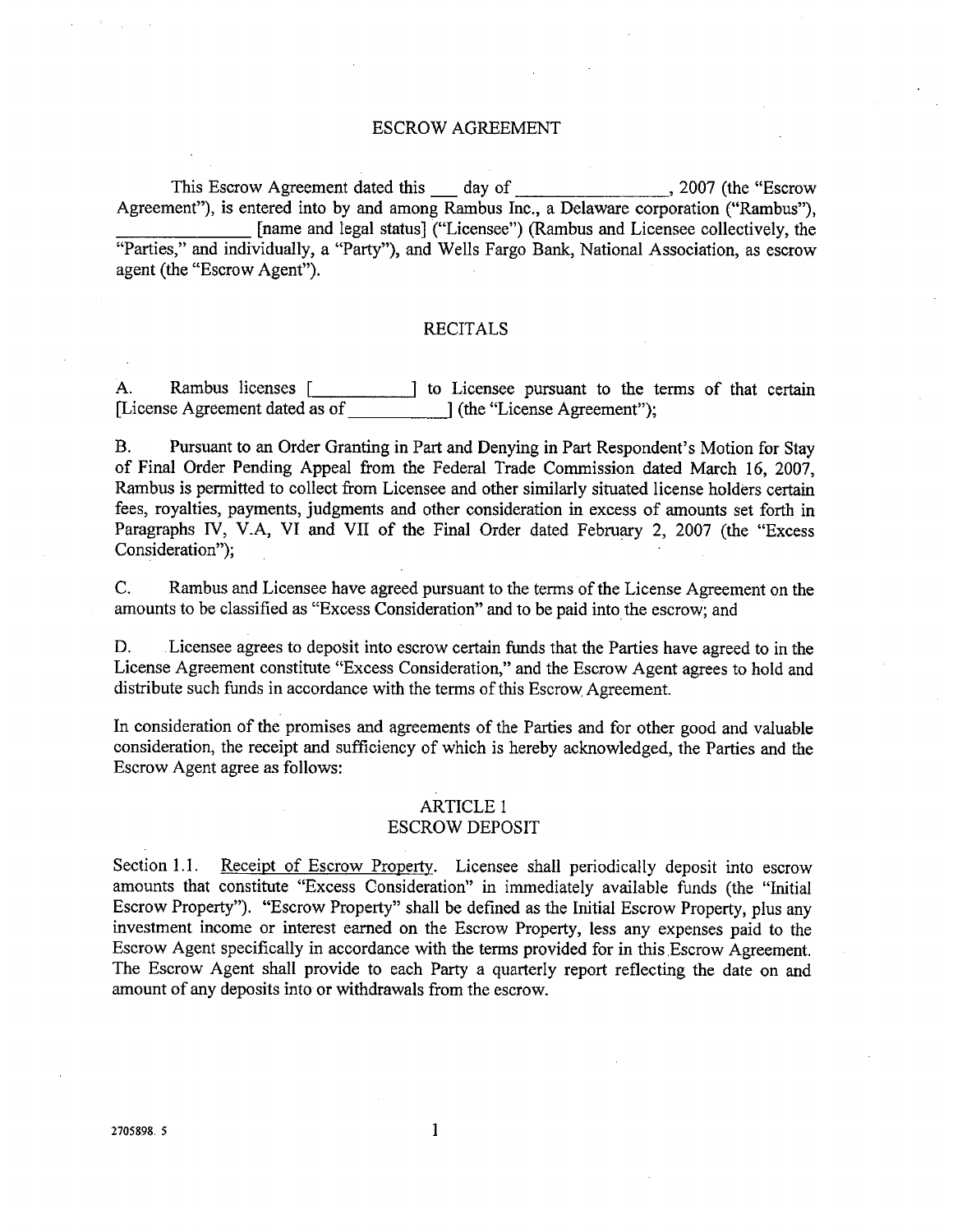# ESCROW AGREEMENT

This Escrow Agreement dated this ___ day of _______________, 2007 (the "Escrow Agreement"), is entered into by and among Rambus Inc., a Delaware corporation ("Rambus"), _______________ [name and legal status] ("Licensee") (Rambus and Licensee collectively, the "Parties," and individually, a "Party"), and Wells Fargo Bank, National Association, as escrow agent (the "Escrow Agent").

## RECITALS

A. Rambus licenses [__________] to Licensee pursuant to the terms of that certain [License Agreement dated as of __________] (the "License Agreement");

B. Pursuant to an Order Granting in Part and Denying in Part Respondent's Motion for Stay of Final Order Pending Appeal from the Federal Trade Commission dated March 16, 2007, Rambus is permitted to collect from Licensee and other similarly situated license holders certain fees, royalties, payments, judgments and other consideration in excess of amounts set forth in Paragraphs IV, V.A, VI and VII of the Final Order dated February 2, 2007 (the "Excess Consideration");

C. Rambus and Licensee have agreed pursuant to the terms of the License Agreement on the amounts to be classified as "Excess Consideration" and to be paid into the escrow; and

D. Licensee agrees to deposit into escrow certain funds that the Parties have agreed to in the License Agreement constitute "Excess Consideration," and the Escrow Agent agrees to hold and distribute such funds in accordance with the terms of this Escrow Agreement.

In consideration of the promises and agreements of the Parties and for other good and valuable consideration, the receipt and sufficiency of which is hereby acknowledged, the Parties and the Escrow Agent agree as follows:

## ARTICLE 1
## ESCROW DEPOSIT

Section 1.1. Receipt of Escrow Property. Licensee shall periodically deposit into escrow amounts that constitute "Excess Consideration" in immediately available funds (the "Initial Escrow Property"). "Escrow Property" shall be defined as the Initial Escrow Property, plus any investment income or interest earned on the Escrow Property, less any expenses paid to the Escrow Agent specifically in accordance with the terms provided for in this Escrow Agreement. The Escrow Agent shall provide to each Party a quarterly report reflecting the date on and amount of any deposits into or withdrawals from the escrow.

2705898. 5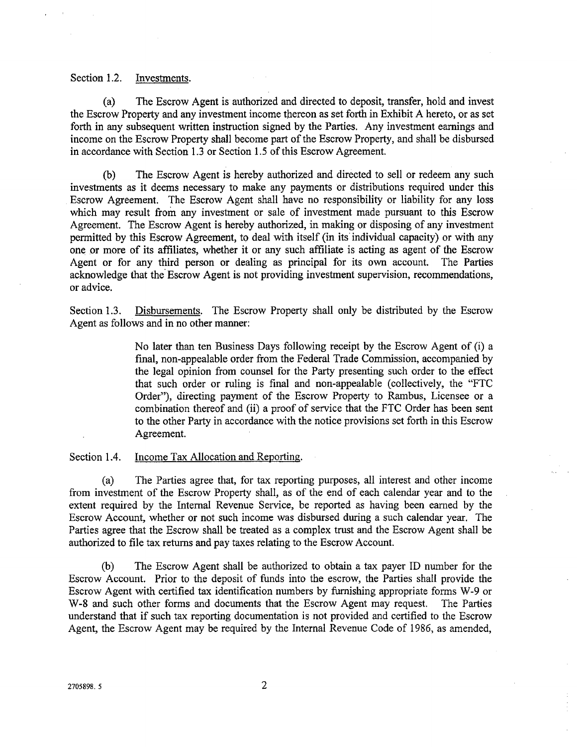Section 1.2. Investments.

(a) The Escrow Agent is authorized and directed to deposit, transfer, hold and invest the Escrow Property and any investment income thereon as set forth in Exhibit A hereto, or as set forth in any subsequent written instruction signed by the Parties. Any investment earnings and income on the Escrow Property shall become part of the Escrow Property, and shall be disbursed in accordance with Section 1.3 or Section 1.5 of this Escrow Agreement.

(b) The Escrow Agent is hereby authorized and directed to sell or redeem any such investments as it deems necessary to make any payments or distributions required under this Escrow Agreement. The Escrow Agent shall have no responsibility or liability for any loss which may result from any investment or sale of investment made pursuant to this Escrow Agreement. The Escrow Agent is hereby authorized, in making or disposing of any investment permitted by this Escrow Agreement, to deal with itself (in its individual capacity) or with any one or more of its affiliates, whether it or any such affiliate is acting as agent of the Escrow Agent or for any third person or dealing as principal for its own account. The Parties acknowledge that the Escrow Agent is not providing investment supervision, recommendations, or advice.

Section 1.3. Disbursements. The Escrow Property shall only be distributed by the Escrow Agent as follows and in no other manner:

> No later than ten Business Days following receipt by the Escrow Agent of (i) a final, non-appealable order from the Federal Trade Commission, accompanied by the legal opinion from counsel for the Party presenting such order to the effect that such order or ruling is final and non-appealable (collectively, the "FTC Order"), directing payment of the Escrow Property to Rambus, Licensee or a combination thereof and (ii) a proof of service that the FTC Order has been sent to the other Party in accordance with the notice provisions set forth in this Escrow Agreement.

Section 1.4. Income Tax Allocation and Reporting.

(a) The Parties agree that, for tax reporting purposes, all interest and other income from investment of the Escrow Property shall, as of the end of each calendar year and to the extent required by the Internal Revenue Service, be reported as having been earned by the Escrow Account, whether or not such income was disbursed during a such calendar year. The Parties agree that the Escrow shall be treated as a complex trust and the Escrow Agent shall be authorized to file tax returns and pay taxes relating to the Escrow Account.

(b) The Escrow Agent shall be authorized to obtain a tax payer ID number for the Escrow Account. Prior to the deposit of funds into the escrow, the Parties shall provide the Escrow Agent with certified tax identification numbers by furnishing appropriate forms W-9 or W-8 and such other forms and documents that the Escrow Agent may request. The Parties understand that if such tax reporting documentation is not provided and certified to the Escrow Agent, the Escrow Agent may be required by the Internal Revenue Code of 1986, as amended,

2705898. 5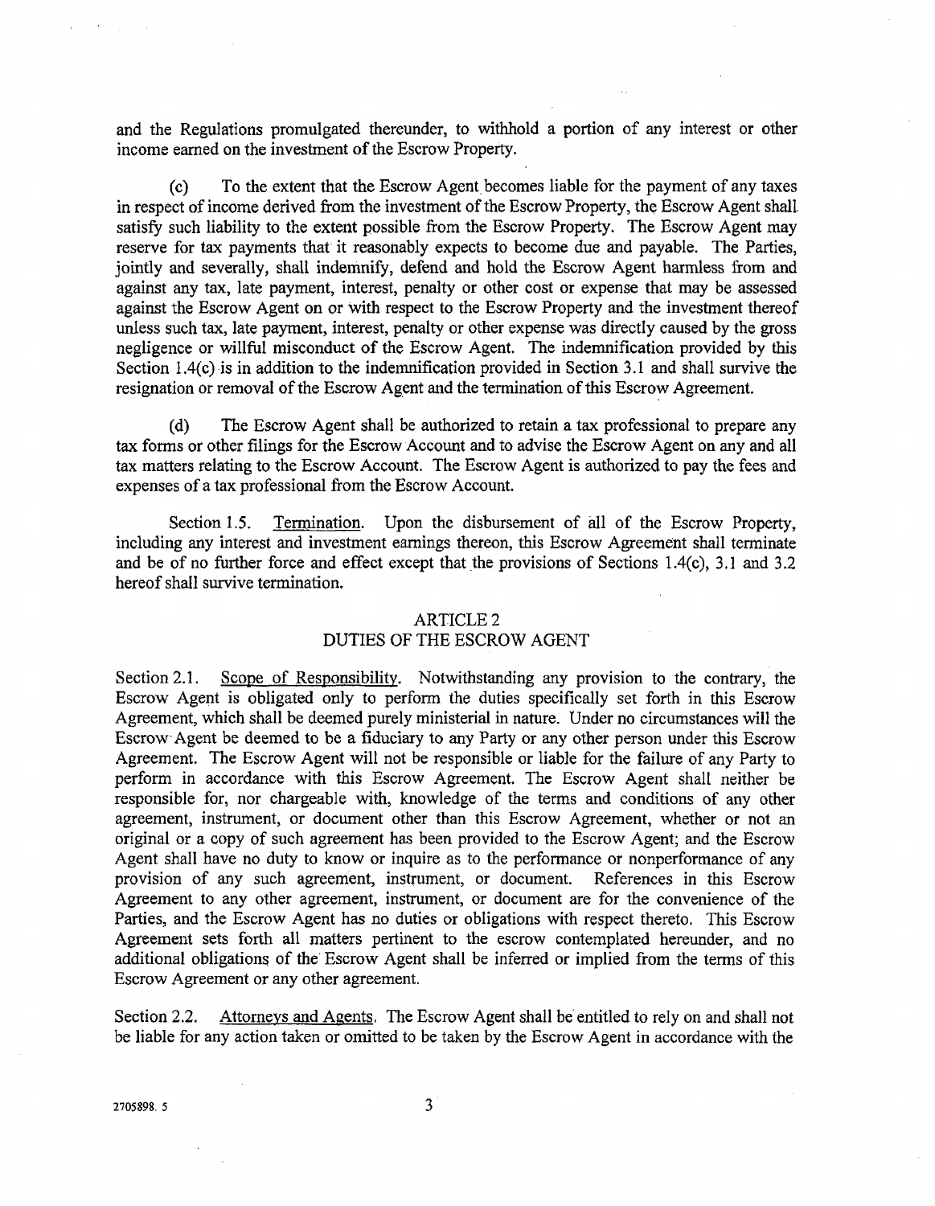and the Regulations promulgated thereunder, to withhold a portion of any interest or other income earned on the investment of the Escrow Property.

(c) To the extent that the Escrow Agent becomes liable for the payment of any taxes in respect of income derived from the investment of the Escrow Property, the Escrow Agent shall satisfy such liability to the extent possible from the Escrow Property. The Escrow Agent may reserve for tax payments that it reasonably expects to become due and payable. The Parties, jointly and severally, shall indemnify, defend and hold the Escrow Agent harmless from and against any tax, late payment, interest, penalty or other cost or expense that may be assessed against the Escrow Agent on or with respect to the Escrow Property and the investment thereof unless such tax, late payment, interest, penalty or other expense was directly caused by the gross negligence or willful misconduct of the Escrow Agent. The indemnification provided by this Section 1.4(c) is in addition to the indemnification provided in Section 3.1 and shall survive the resignation or removal of the Escrow Agent and the termination of this Escrow Agreement.

(d) The Escrow Agent shall be authorized to retain a tax professional to prepare any tax forms or other filings for the Escrow Account and to advise the Escrow Agent on any and all tax matters relating to the Escrow Account. The Escrow Agent is authorized to pay the fees and expenses of a tax professional from the Escrow Account.

Section 1.5. Termination. Upon the disbursement of all of the Escrow Property, including any interest and investment earnings thereon, this Escrow Agreement shall terminate and be of no further force and effect except that the provisions of Sections 1.4(c), 3.1 and 3.2 hereof shall survive termination.

## ARTICLE 2
## DUTIES OF THE ESCROW AGENT

Section 2.1. Scope of Responsibility. Notwithstanding any provision to the contrary, the Escrow Agent is obligated only to perform the duties specifically set forth in this Escrow Agreement, which shall be deemed purely ministerial in nature. Under no circumstances will the Escrow Agent be deemed to be a fiduciary to any Party or any other person under this Escrow Agreement. The Escrow Agent will not be responsible or liable for the failure of any Party to perform in accordance with this Escrow Agreement. The Escrow Agent shall neither be responsible for, nor chargeable with, knowledge of the terms and conditions of any other agreement, instrument, or document other than this Escrow Agreement, whether or not an original or a copy of such agreement has been provided to the Escrow Agent; and the Escrow Agent shall have no duty to know or inquire as to the performance or nonperformance of any provision of any such agreement, instrument, or document. References in this Escrow Agreement to any other agreement, instrument, or document are for the convenience of the Parties, and the Escrow Agent has no duties or obligations with respect thereto. This Escrow Agreement sets forth all matters pertinent to the escrow contemplated hereunder, and no additional obligations of the Escrow Agent shall be inferred or implied from the terms of this Escrow Agreement or any other agreement.

Section 2.2. Attorneys and Agents. The Escrow Agent shall be entitled to rely on and shall not be liable for any action taken or omitted to be taken by the Escrow Agent in accordance with the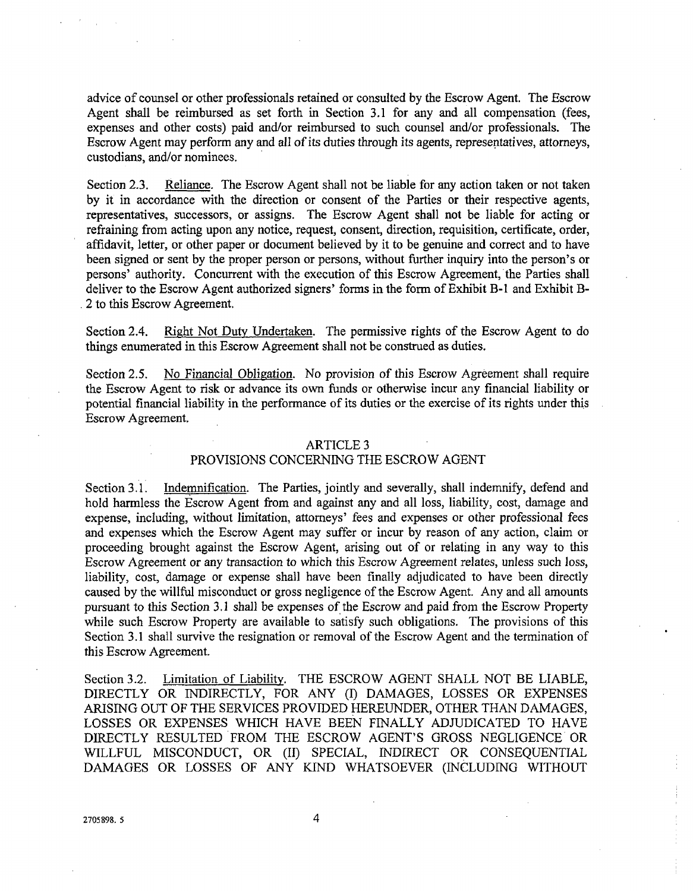advice of counsel or other professionals retained or consulted by the Escrow Agent. The Escrow Agent shall be reimbursed as set forth in Section 3.1 for any and all compensation (fees, expenses and other costs) paid and/or reimbursed to such counsel and/or professionals. The Escrow Agent may perform any and all of its duties through its agents, representatives, attorneys, custodians, and/or nominees.

Section 2.3. Reliance. The Escrow Agent shall not be liable for any action taken or not taken by it in accordance with the direction or consent of the Parties or their respective agents, representatives, successors, or assigns. The Escrow Agent shall not be liable for acting or refraining from acting upon any notice, request, consent, direction, requisition, certificate, order, affidavit, letter, or other paper or document believed by it to be genuine and correct and to have been signed or sent by the proper person or persons, without further inquiry into the person's or persons' authority. Concurrent with the execution of this Escrow Agreement, the Parties shall deliver to the Escrow Agent authorized signers' forms in the form of Exhibit B-1 and Exhibit B-2 to this Escrow Agreement.

Section 2.4. Right Not Duty Undertaken. The permissive rights of the Escrow Agent to do things enumerated in this Escrow Agreement shall not be construed as duties.

Section 2.5. No Financial Obligation. No provision of this Escrow Agreement shall require the Escrow Agent to risk or advance its own funds or otherwise incur any financial liability or potential financial liability in the performance of its duties or the exercise of its rights under this Escrow Agreement.

## ARTICLE 3
## PROVISIONS CONCERNING THE ESCROW AGENT

Section 3.1. Indemnification. The Parties, jointly and severally, shall indemnify, defend and hold harmless the Escrow Agent from and against any and all loss, liability, cost, damage and expense, including, without limitation, attorneys' fees and expenses or other professional fees and expenses which the Escrow Agent may suffer or incur by reason of any action, claim or proceeding brought against the Escrow Agent, arising out of or relating in any way to this Escrow Agreement or any transaction to which this Escrow Agreement relates, unless such loss, liability, cost, damage or expense shall have been finally adjudicated to have been directly caused by the willful misconduct or gross negligence of the Escrow Agent. Any and all amounts pursuant to this Section 3.1 shall be expenses of the Escrow and paid from the Escrow Property while such Escrow Property are available to satisfy such obligations. The provisions of this Section 3.1 shall survive the resignation or removal of the Escrow Agent and the termination of this Escrow Agreement.

Section 3.2. Limitation of Liability. THE ESCROW AGENT SHALL NOT BE LIABLE, DIRECTLY OR INDIRECTLY, FOR ANY (I) DAMAGES, LOSSES OR EXPENSES ARISING OUT OF THE SERVICES PROVIDED HEREUNDER, OTHER THAN DAMAGES, LOSSES OR EXPENSES WHICH HAVE BEEN FINALLY ADJUDICATED TO HAVE DIRECTLY RESULTED FROM THE ESCROW AGENT'S GROSS NEGLIGENCE OR WILLFUL MISCONDUCT, OR (II) SPECIAL, INDIRECT OR CONSEQUENTIAL DAMAGES OR LOSSES OF ANY KIND WHATSOEVER (INCLUDING WITHOUT

2705898. 5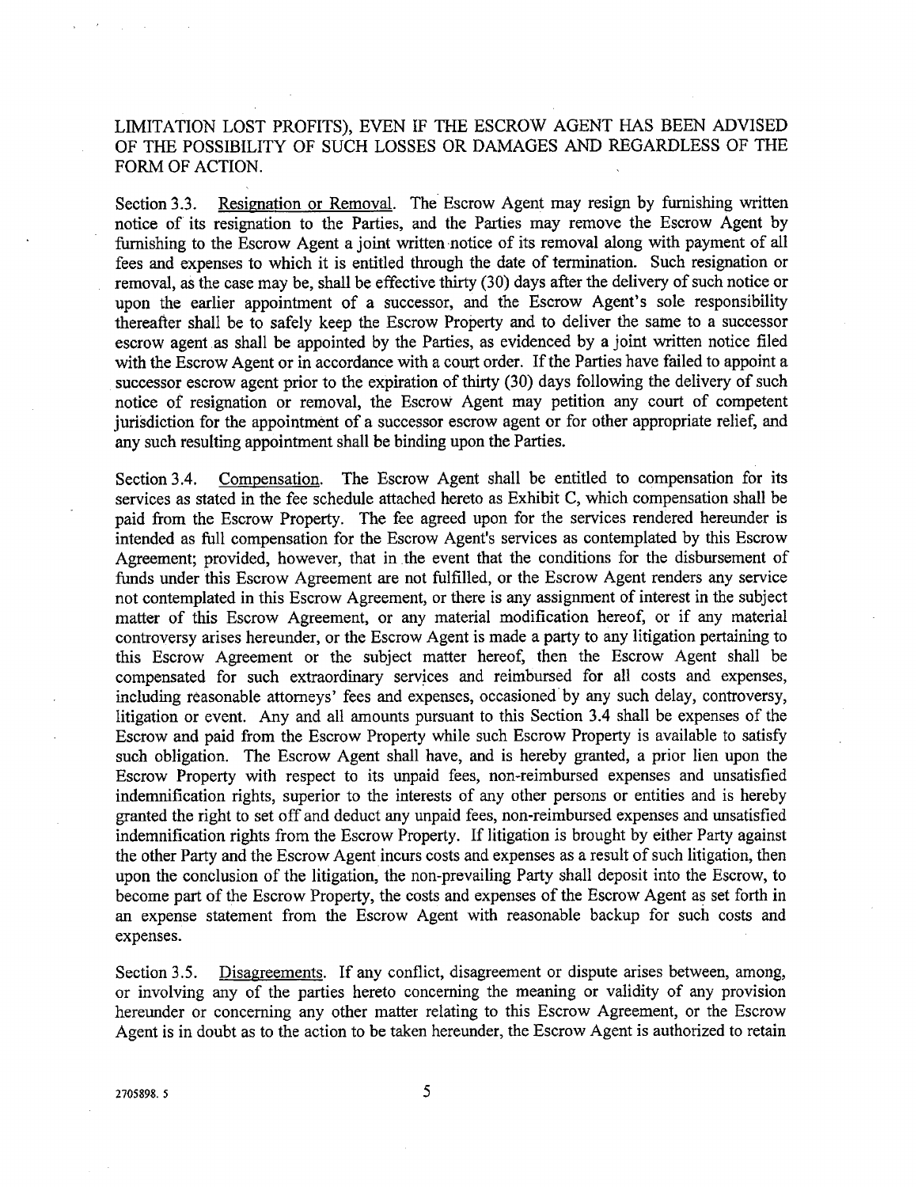LIMITATION LOST PROFITS), EVEN IF THE ESCROW AGENT HAS BEEN ADVISED OF THE POSSIBILITY OF SUCH LOSSES OR DAMAGES AND REGARDLESS OF THE FORM OF ACTION.

Section 3.3. Resignation or Removal. The Escrow Agent may resign by furnishing written notice of its resignation to the Parties, and the Parties may remove the Escrow Agent by furnishing to the Escrow Agent a joint written notice of its removal along with payment of all fees and expenses to which it is entitled through the date of termination. Such resignation or removal, as the case may be, shall be effective thirty (30) days after the delivery of such notice or upon the earlier appointment of a successor, and the Escrow Agent's sole responsibility thereafter shall be to safely keep the Escrow Property and to deliver the same to a successor escrow agent as shall be appointed by the Parties, as evidenced by a joint written notice filed with the Escrow Agent or in accordance with a court order. If the Parties have failed to appoint a successor escrow agent prior to the expiration of thirty (30) days following the delivery of such notice of resignation or removal, the Escrow Agent may petition any court of competent jurisdiction for the appointment of a successor escrow agent or for other appropriate relief, and any such resulting appointment shall be binding upon the Parties.

Section 3.4. Compensation. The Escrow Agent shall be entitled to compensation for its services as stated in the fee schedule attached hereto as Exhibit C, which compensation shall be paid from the Escrow Property. The fee agreed upon for the services rendered hereunder is intended as full compensation for the Escrow Agent's services as contemplated by this Escrow Agreement; provided, however, that in the event that the conditions for the disbursement of funds under this Escrow Agreement are not fulfilled, or the Escrow Agent renders any service not contemplated in this Escrow Agreement, or there is any assignment of interest in the subject matter of this Escrow Agreement, or any material modification hereof, or if any material controversy arises hereunder, or the Escrow Agent is made a party to any litigation pertaining to this Escrow Agreement or the subject matter hereof, then the Escrow Agent shall be compensated for such extraordinary services and reimbursed for all costs and expenses, including reasonable attorneys' fees and expenses, occasioned by any such delay, controversy, litigation or event. Any and all amounts pursuant to this Section 3.4 shall be expenses of the Escrow and paid from the Escrow Property while such Escrow Property is available to satisfy such obligation. The Escrow Agent shall have, and is hereby granted, a prior lien upon the Escrow Property with respect to its unpaid fees, non-reimbursed expenses and unsatisfied indemnification rights, superior to the interests of any other persons or entities and is hereby granted the right to set off and deduct any unpaid fees, non-reimbursed expenses and unsatisfied indemnification rights from the Escrow Property. If litigation is brought by either Party against the other Party and the Escrow Agent incurs costs and expenses as a result of such litigation, then upon the conclusion of the litigation, the non-prevailing Party shall deposit into the Escrow, to become part of the Escrow Property, the costs and expenses of the Escrow Agent as set forth in an expense statement from the Escrow Agent with reasonable backup for such costs and expenses.

Section 3.5. Disagreements. If any conflict, disagreement or dispute arises between, among, or involving any of the parties hereto concerning the meaning or validity of any provision hereunder or concerning any other matter relating to this Escrow Agreement, or the Escrow Agent is in doubt as to the action to be taken hereunder, the Escrow Agent is authorized to retain

2705898. 5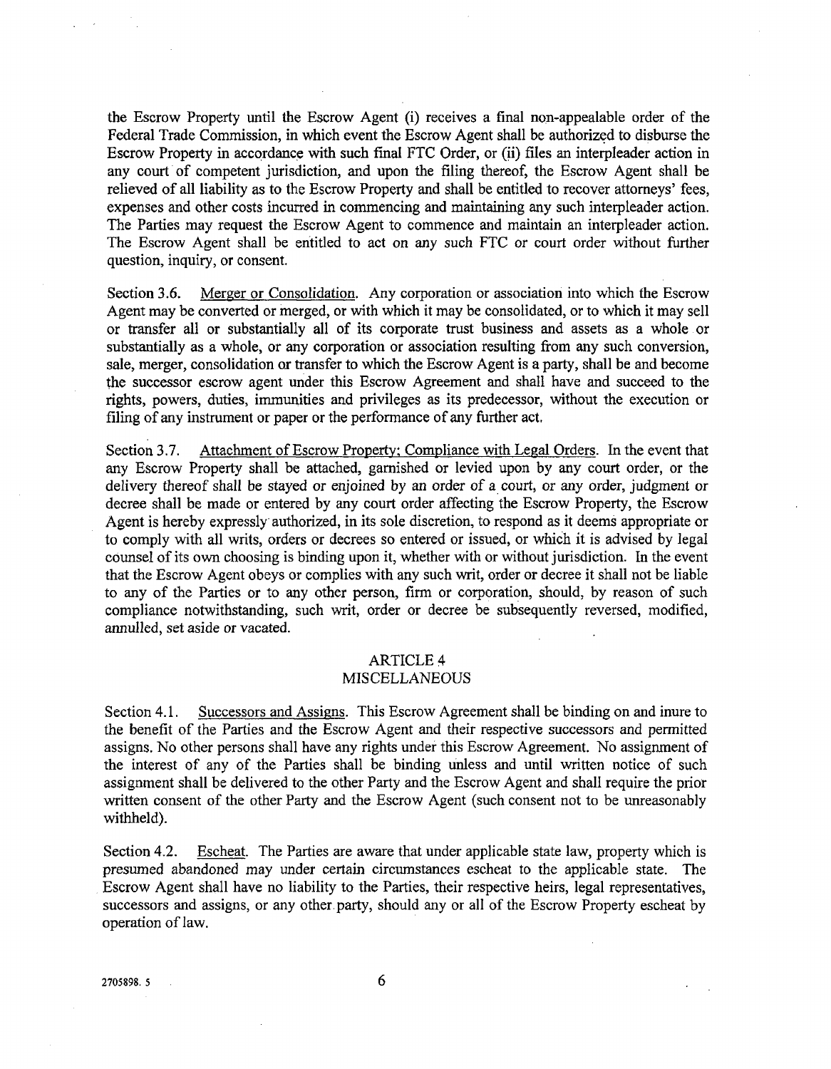the Escrow Property until the Escrow Agent (i) receives a final non-appealable order of the Federal Trade Commission, in which event the Escrow Agent shall be authorized to disburse the Escrow Property in accordance with such final FTC Order, or (ii) files an interpleader action in any court of competent jurisdiction, and upon the filing thereof, the Escrow Agent shall be relieved of all liability as to the Escrow Property and shall be entitled to recover attorneys' fees, expenses and other costs incurred in commencing and maintaining any such interpleader action. The Parties may request the Escrow Agent to commence and maintain an interpleader action. The Escrow Agent shall be entitled to act on any such FTC or court order without further question, inquiry, or consent.

Section 3.6. Merger or Consolidation. Any corporation or association into which the Escrow Agent may be converted or merged, or with which it may be consolidated, or to which it may sell or transfer all or substantially all of its corporate trust business and assets as a whole or substantially as a whole, or any corporation or association resulting from any such conversion, sale, merger, consolidation or transfer to which the Escrow Agent is a party, shall be and become the successor escrow agent under this Escrow Agreement and shall have and succeed to the rights, powers, duties, immunities and privileges as its predecessor, without the execution or filing of any instrument or paper or the performance of any further act.

Section 3.7. Attachment of Escrow Property; Compliance with Legal Orders. In the event that any Escrow Property shall be attached, garnished or levied upon by any court order, or the delivery thereof shall be stayed or enjoined by an order of a court, or any order, judgment or decree shall be made or entered by any court order affecting the Escrow Property, the Escrow Agent is hereby expressly authorized, in its sole discretion, to respond as it deems appropriate or to comply with all writs, orders or decrees so entered or issued, or which it is advised by legal counsel of its own choosing is binding upon it, whether with or without jurisdiction. In the event that the Escrow Agent obeys or complies with any such writ, order or decree it shall not be liable to any of the Parties or to any other person, firm or corporation, should, by reason of such compliance notwithstanding, such writ, order or decree be subsequently reversed, modified, annulled, set aside or vacated.

## ARTICLE 4
## MISCELLANEOUS

Section 4.1. Successors and Assigns. This Escrow Agreement shall be binding on and inure to the benefit of the Parties and the Escrow Agent and their respective successors and permitted assigns. No other persons shall have any rights under this Escrow Agreement. No assignment of the interest of any of the Parties shall be binding unless and until written notice of such assignment shall be delivered to the other Party and the Escrow Agent and shall require the prior written consent of the other Party and the Escrow Agent (such consent not to be unreasonably withheld).

Section 4.2. Escheat. The Parties are aware that under applicable state law, property which is presumed abandoned may under certain circumstances escheat to the applicable state. The Escrow Agent shall have no liability to the Parties, their respective heirs, legal representatives, successors and assigns, or any other party, should any or all of the Escrow Property escheat by operation of law.

2705898. 5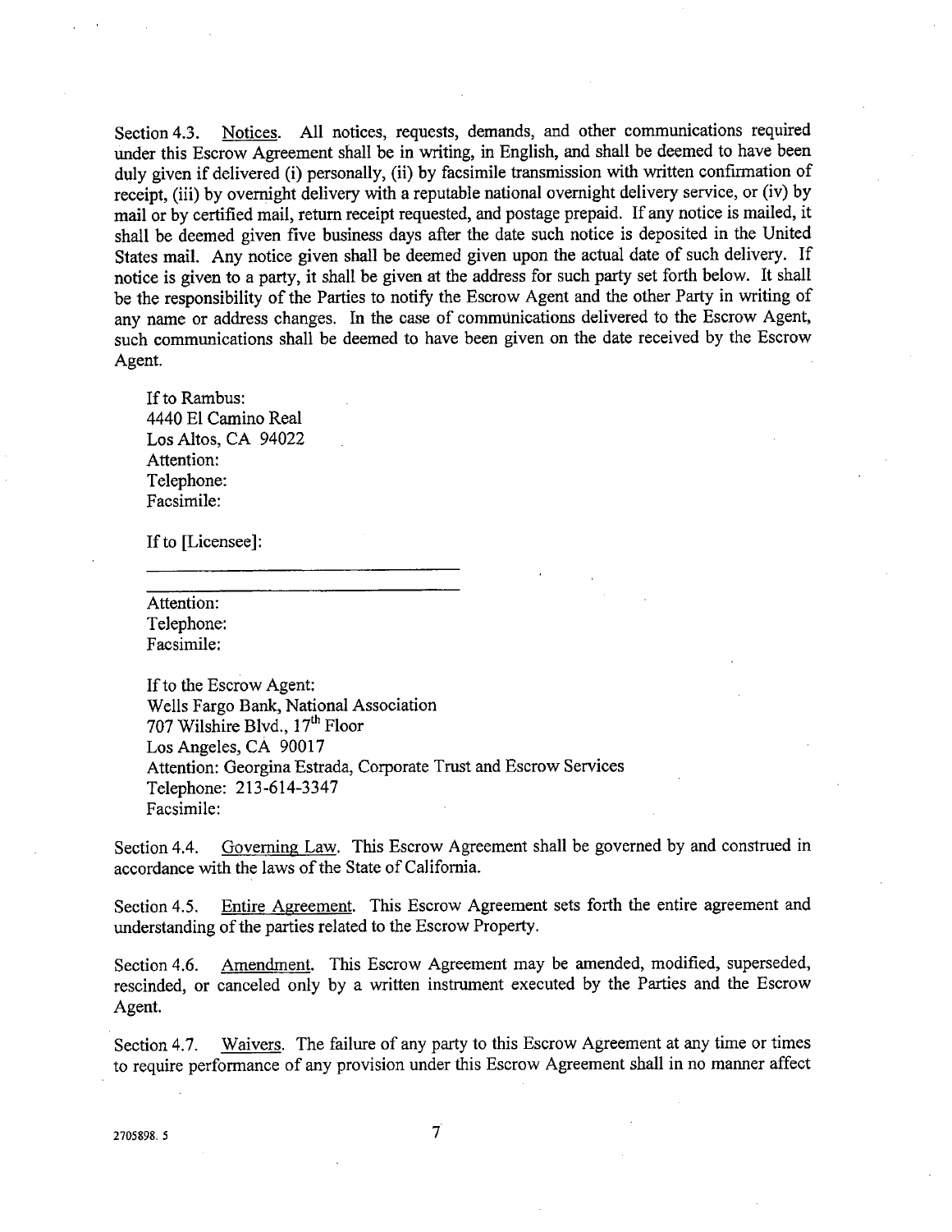Section 4.3. Notices. All notices, requests, demands, and other communications required under this Escrow Agreement shall be in writing, in English, and shall be deemed to have been duly given if delivered (i) personally, (ii) by facsimile transmission with written confirmation of receipt, (iii) by overnight delivery with a reputable national overnight delivery service, or (iv) by mail or by certified mail, return receipt requested, and postage prepaid. If any notice is mailed, it shall be deemed given five business days after the date such notice is deposited in the United States mail. Any notice given shall be deemed given upon the actual date of such delivery. If notice is given to a party, it shall be given at the address for such party set forth below. It shall be the responsibility of the Parties to notify the Escrow Agent and the other Party in writing of any name or address changes. In the case of communications delivered to the Escrow Agent, such communications shall be deemed to have been given on the date received by the Escrow Agent.

If to Rambus:
4440 El Camino Real
Los Altos, CA 94022
Attention:
Telephone:
Facsimile:

If to [Licensee]:

\_\_\_\_\_\_\_\_\_\_\_\_\_\_\_\_\_\_\_\_\_\_\_\_\_\_\_\_\_\_\_\_\_\_
\_\_\_\_\_\_\_\_\_\_\_\_\_\_\_\_\_\_\_\_\_\_\_\_\_\_\_\_\_\_\_\_\_\_
Attention:
Telephone:
Facsimile:

If to the Escrow Agent:
Wells Fargo Bank, National Association
707 Wilshire Blvd., 17th Floor
Los Angeles, CA 90017
Attention: Georgina Estrada, Corporate Trust and Escrow Services
Telephone: 213-614-3347
Facsimile:

Section 4.4. Governing Law. This Escrow Agreement shall be governed by and construed in accordance with the laws of the State of California.

Section 4.5. Entire Agreement. This Escrow Agreement sets forth the entire agreement and understanding of the parties related to the Escrow Property.

Section 4.6. Amendment. This Escrow Agreement may be amended, modified, superseded, rescinded, or canceled only by a written instrument executed by the Parties and the Escrow Agent.

Section 4.7. Waivers. The failure of any party to this Escrow Agreement at any time or times to require performance of any provision under this Escrow Agreement shall in no manner affect

2705898. 5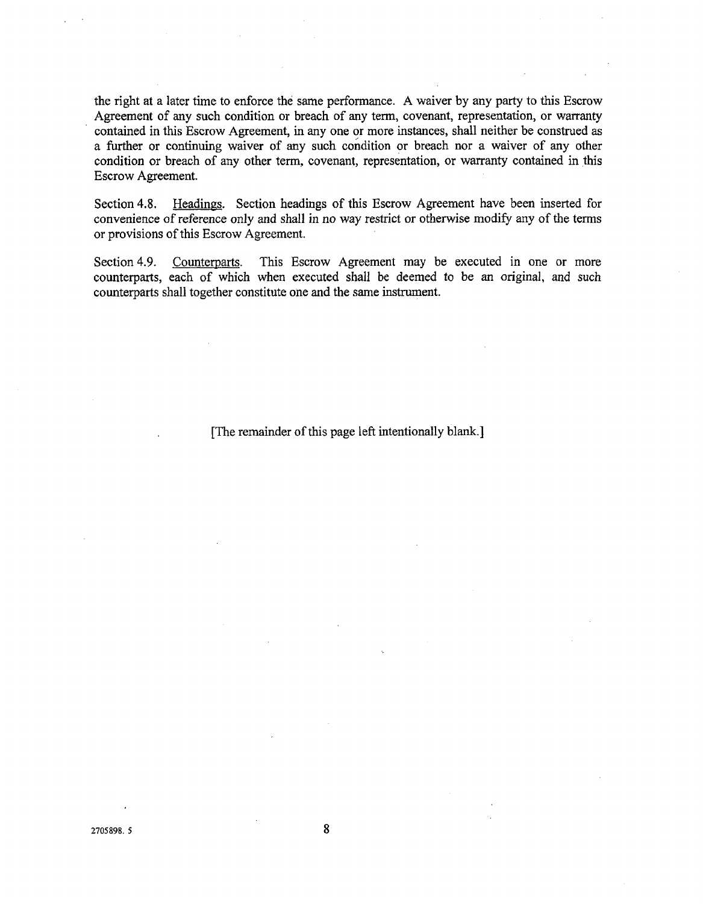the right at a later time to enforce the same performance. A waiver by any party to this Escrow Agreement of any such condition or breach of any term, covenant, representation, or warranty contained in this Escrow Agreement, in any one or more instances, shall neither be construed as a further or continuing waiver of any such condition or breach nor a waiver of any other condition or breach of any other term, covenant, representation, or warranty contained in this Escrow Agreement.

Section 4.8. Headings. Section headings of this Escrow Agreement have been inserted for convenience of reference only and shall in no way restrict or otherwise modify any of the terms or provisions of this Escrow Agreement.

Section 4.9. Counterparts. This Escrow Agreement may be executed in one or more counterparts, each of which when executed shall be deemed to be an original, and such counterparts shall together constitute one and the same instrument.

[The remainder of this page left intentionally blank.]

2705898. 5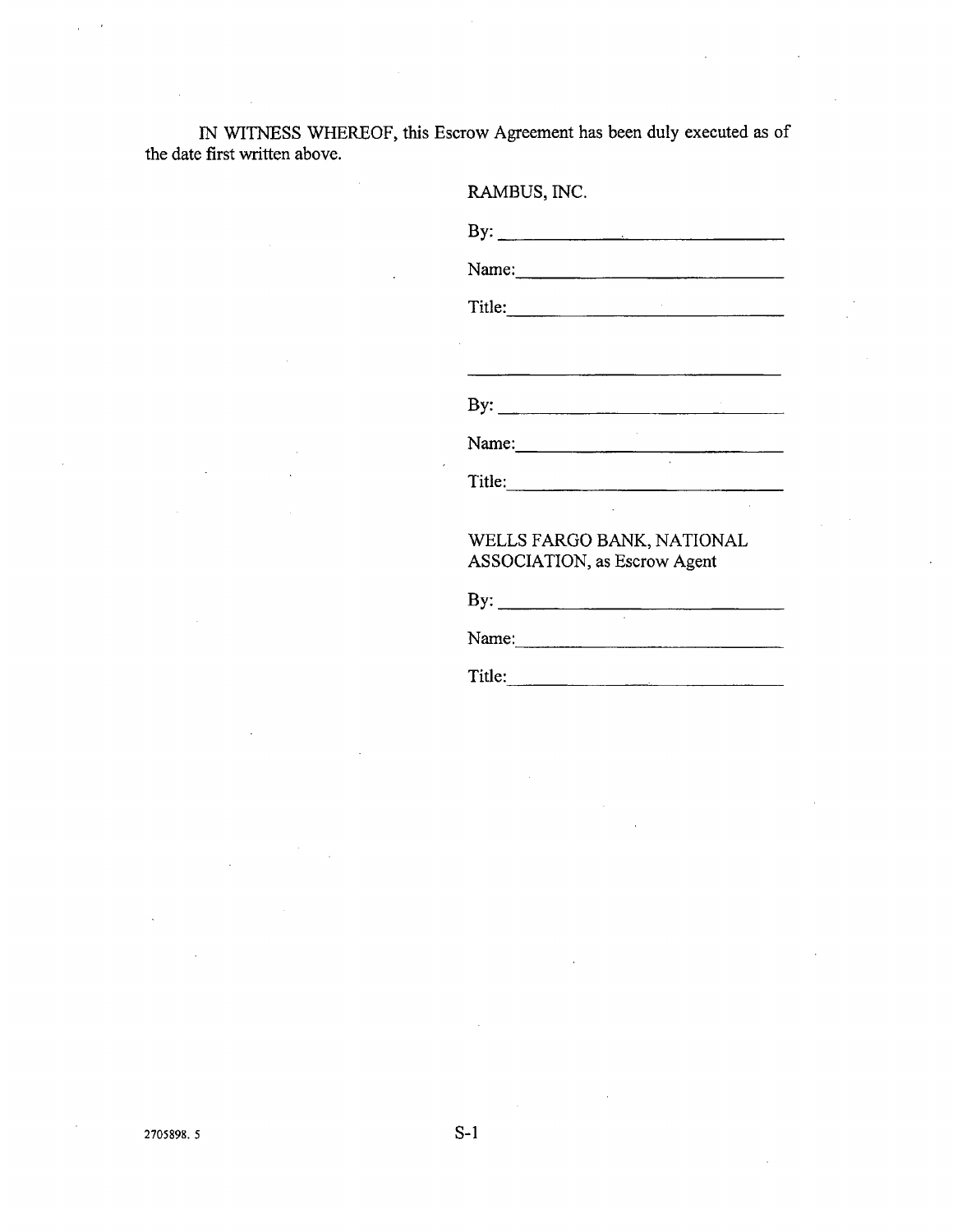IN WITNESS WHEREOF, this Escrow Agreement has been duly executed as of the date first written above.

RAMBUS, INC.

By: ______________________________

Name: ____________________________

Title: _____________________________

______________________________

By: ______________________________

Name: ____________________________

Title: _____________________________

WELLS FARGO BANK, NATIONAL ASSOCIATION, as Escrow Agent

By: ______________________________

Name: ____________________________

Title: _____________________________

2705898. 5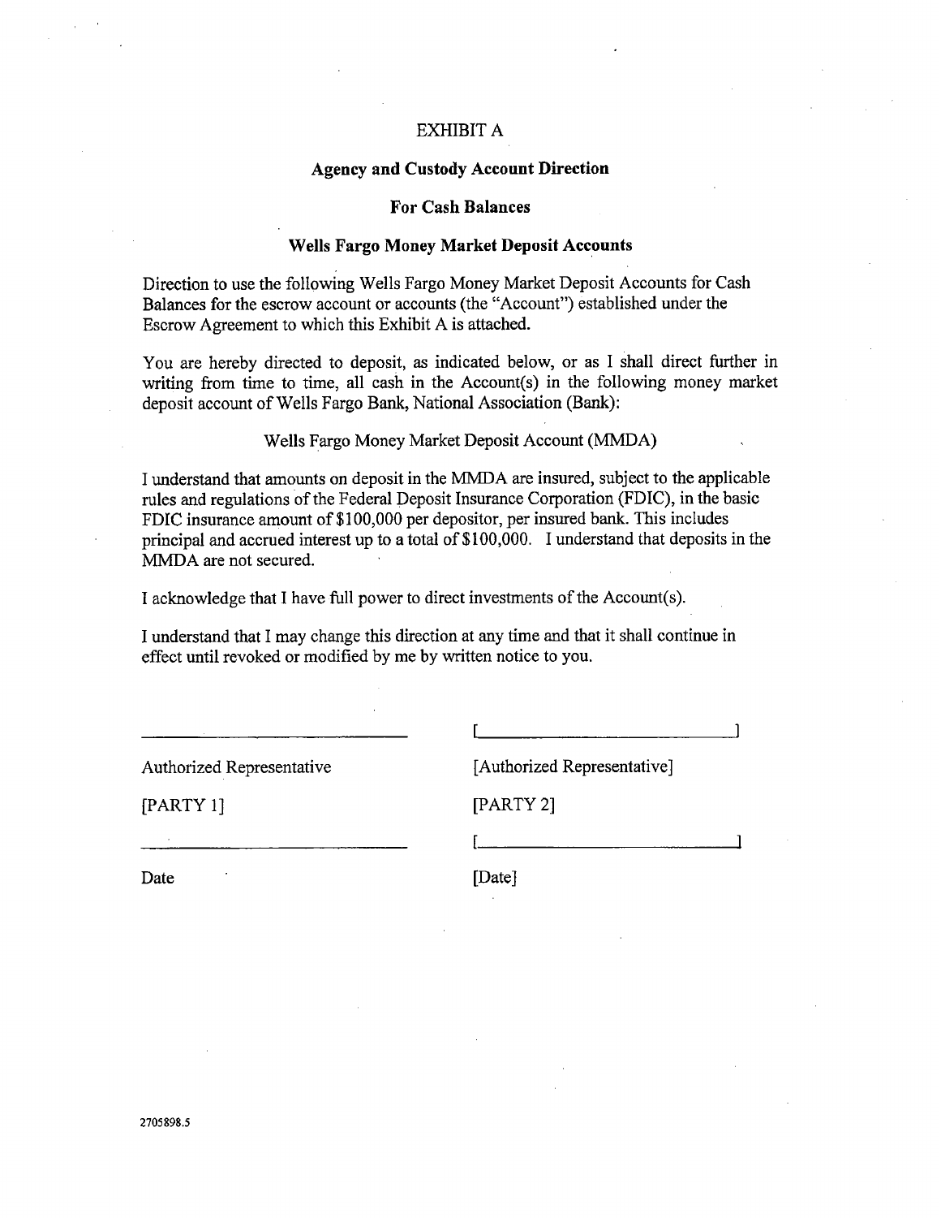# EXHIBIT A

## Agency and Custody Account Direction

## For Cash Balances

## Wells Fargo Money Market Deposit Accounts

Direction to use the following Wells Fargo Money Market Deposit Accounts for Cash Balances for the escrow account or accounts (the "Account") established under the Escrow Agreement to which this Exhibit A is attached.

You are hereby directed to deposit, as indicated below, or as I shall direct further in writing from time to time, all cash in the Account(s) in the following money market deposit account of Wells Fargo Bank, National Association (Bank):

Wells Fargo Money Market Deposit Account (MMDA)

I understand that amounts on deposit in the MMDA are insured, subject to the applicable rules and regulations of the Federal Deposit Insurance Corporation (FDIC), in the basic FDIC insurance amount of $100,000 per depositor, per insured bank. This includes principal and accrued interest up to a total of $100,000. I understand that deposits in the MMDA are not secured.

I acknowledge that I have full power to direct investments of the Account(s).

I understand that I may change this direction at any time and that it shall continue in effect until revoked or modified by me by written notice to you.

| | |
|---|---|
| ______________________________ | [______________________________] |
| Authorized Representative | [Authorized Representative] |
| [PARTY 1] | [PARTY 2] |
| ______________________________ | [______________________________] |
| Date | [Date] |

2705898.5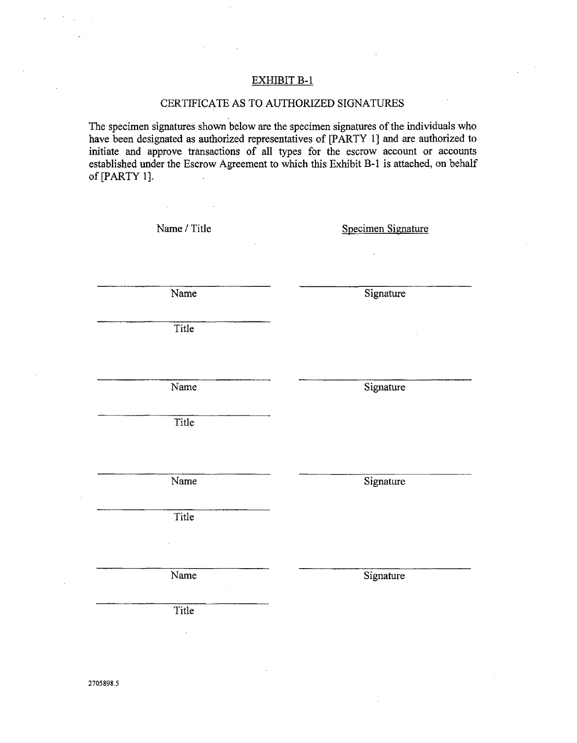<u>EXHIBIT B-1</u>

CERTIFICATE AS TO AUTHORIZED SIGNATURES

The specimen signatures shown below are the specimen signatures of the individuals who have been designated as authorized representatives of [PARTY 1] and are authorized to initiate and approve transactions of all types for the escrow account or accounts established under the Escrow Agreement to which this Exhibit B-1 is attached, on behalf of [PARTY 1].

| Name / Title | <u>Specimen Signature</u> |
|---|---|
| ______________________ Name | ______________________ Signature |
| ______________________ Title | |
| ______________________ Name | ______________________ Signature |
| ______________________ Title | |
| ______________________ Name | ______________________ Signature |
| ______________________ Title | |
| ______________________ Name | ______________________ Signature |
| ______________________ Title | |

2705898.5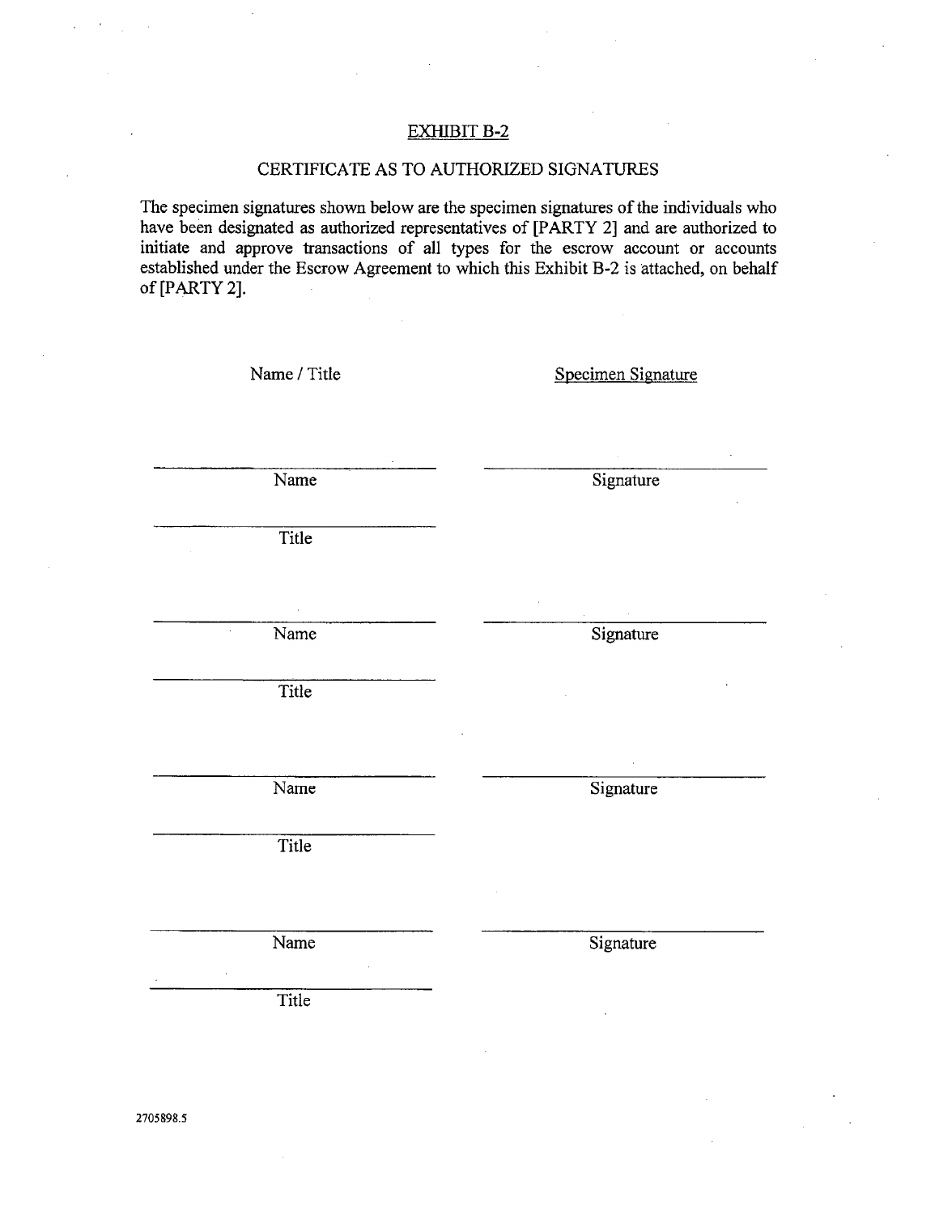<u>EXHIBIT B-2</u>

CERTIFICATE AS TO AUTHORIZED SIGNATURES

The specimen signatures shown below are the specimen signatures of the individuals who have been designated as authorized representatives of [PARTY 2] and are authorized to initiate and approve transactions of all types for the escrow account or accounts established under the Escrow Agreement to which this Exhibit B-2 is attached, on behalf of [PARTY 2].

| Name / Title | <u>Specimen Signature</u> |
|---|---|
| \_\_\_\_\_\_\_\_\_\_\_\_\_\_\_\_\_\_\_\_ Name | \_\_\_\_\_\_\_\_\_\_\_\_\_\_\_\_\_\_\_\_ Signature |
| \_\_\_\_\_\_\_\_\_\_\_\_\_\_\_\_\_\_\_\_ Title | |
| \_\_\_\_\_\_\_\_\_\_\_\_\_\_\_\_\_\_\_\_ Name | \_\_\_\_\_\_\_\_\_\_\_\_\_\_\_\_\_\_\_\_ Signature |
| \_\_\_\_\_\_\_\_\_\_\_\_\_\_\_\_\_\_\_\_ Title | |
| \_\_\_\_\_\_\_\_\_\_\_\_\_\_\_\_\_\_\_\_ Name | \_\_\_\_\_\_\_\_\_\_\_\_\_\_\_\_\_\_\_\_ Signature |
| \_\_\_\_\_\_\_\_\_\_\_\_\_\_\_\_\_\_\_\_ Title | |
| \_\_\_\_\_\_\_\_\_\_\_\_\_\_\_\_\_\_\_\_ Name | \_\_\_\_\_\_\_\_\_\_\_\_\_\_\_\_\_\_\_\_ Signature |
| \_\_\_\_\_\_\_\_\_\_\_\_\_\_\_\_\_\_\_\_ Title | |

2705898.5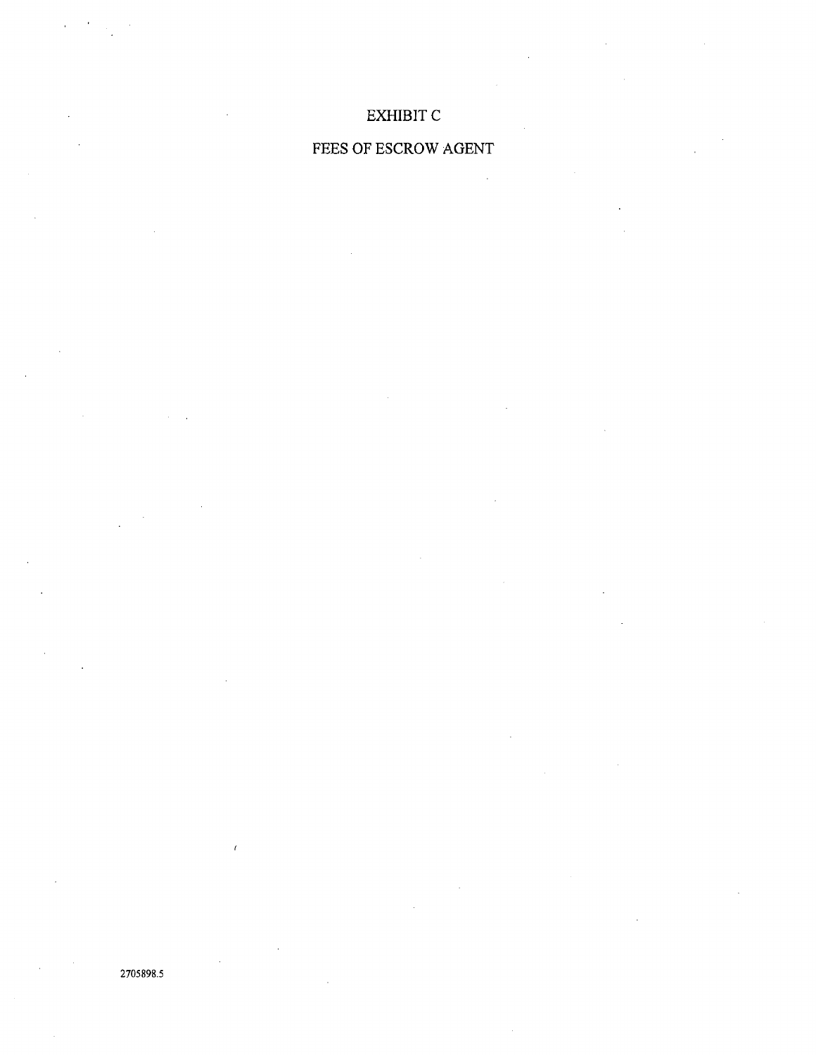# EXHIBIT C

# FEES OF ESCROW AGENT

2705898.5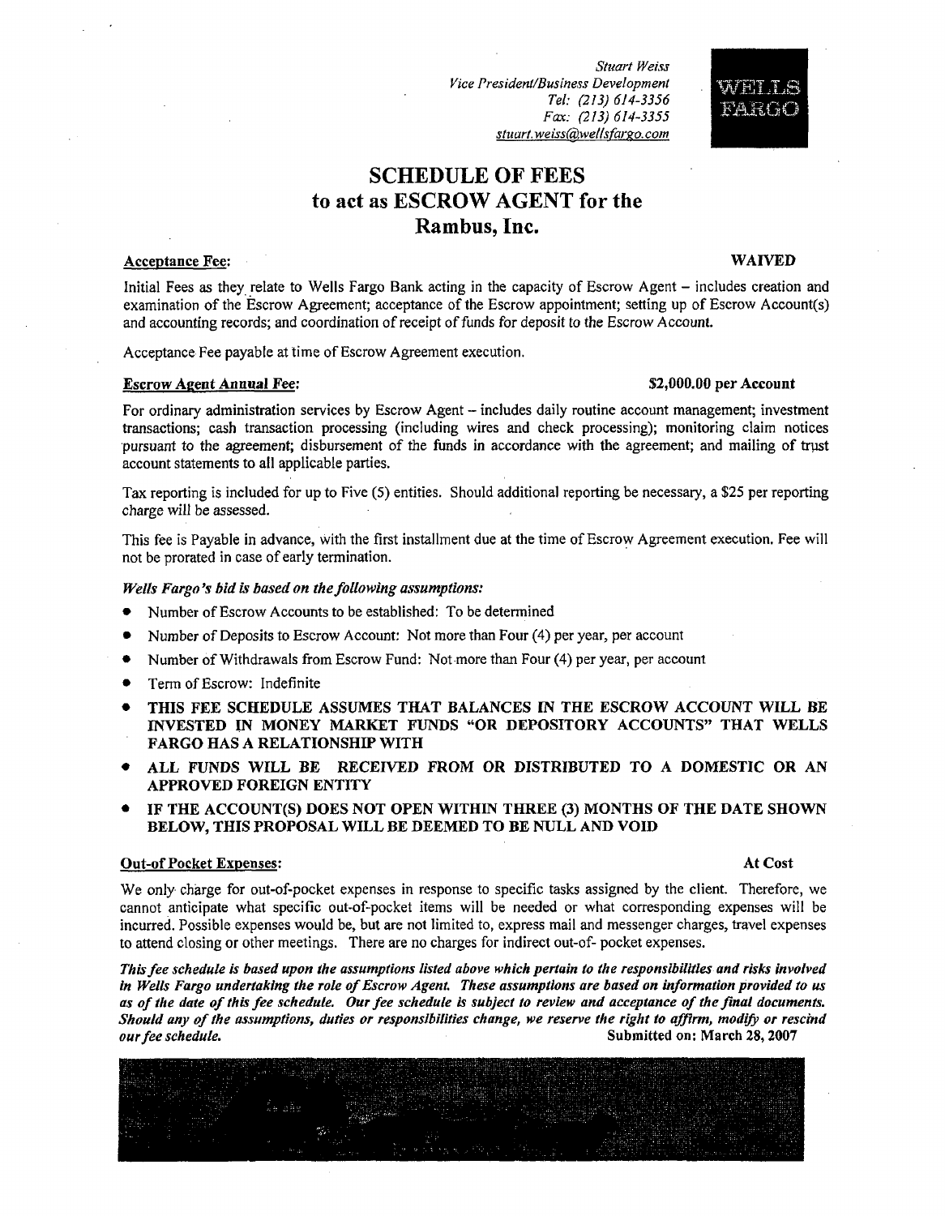*Stuart Weiss*
*Vice President/Business Development*
*Tel: (213) 614-3356*
*Fax: (213) 614-3355*
*stuart.weiss@wellsfargo.com*

WELLS FARGO

# SCHEDULE OF FEES to act as ESCROW AGENT for the Rambus, Inc.

**Acceptance Fee:** **WAIVED**

Initial Fees as they relate to Wells Fargo Bank acting in the capacity of Escrow Agent – includes creation and examination of the Escrow Agreement; acceptance of the Escrow appointment; setting up of Escrow Account(s) and accounting records; and coordination of receipt of funds for deposit to the Escrow Account.

Acceptance Fee payable at time of Escrow Agreement execution.

**Escrow Agent Annual Fee:** **$2,000.00 per Account**

For ordinary administration services by Escrow Agent – includes daily routine account management; investment transactions; cash transaction processing (including wires and check processing); monitoring claim notices pursuant to the agreement; disbursement of the funds in accordance with the agreement; and mailing of trust account statements to all applicable parties.

Tax reporting is included for up to Five (5) entities. Should additional reporting be necessary, a $25 per reporting charge will be assessed.

This fee is Payable in advance, with the first installment due at the time of Escrow Agreement execution. Fee will not be prorated in case of early termination.

***Wells Fargo's bid is based on the following assumptions:***

- Number of Escrow Accounts to be established: To be determined
- Number of Deposits to Escrow Account: Not more than Four (4) per year, per account
- Number of Withdrawals from Escrow Fund: Not more than Four (4) per year, per account
- Term of Escrow: Indefinite
- **THIS FEE SCHEDULE ASSUMES THAT BALANCES IN THE ESCROW ACCOUNT WILL BE INVESTED IN MONEY MARKET FUNDS "OR DEPOSITORY ACCOUNTS" THAT WELLS FARGO HAS A RELATIONSHIP WITH**
- **ALL FUNDS WILL BE RECEIVED FROM OR DISTRIBUTED TO A DOMESTIC OR AN APPROVED FOREIGN ENTITY**
- **IF THE ACCOUNT(S) DOES NOT OPEN WITHIN THREE (3) MONTHS OF THE DATE SHOWN BELOW, THIS PROPOSAL WILL BE DEEMED TO BE NULL AND VOID**

**Out-of Pocket Expenses:** **At Cost**

We only charge for out-of-pocket expenses in response to specific tasks assigned by the client. Therefore, we cannot anticipate what specific out-of-pocket items will be needed or what corresponding expenses will be incurred. Possible expenses would be, but are not limited to, express mail and messenger charges, travel expenses to attend closing or other meetings. There are no charges for indirect out-of- pocket expenses.

***This fee schedule is based upon the assumptions listed above which pertain to the responsibilities and risks involved in Wells Fargo undertaking the role of Escrow Agent. These assumptions are based on information provided to us as of the date of this fee schedule. Our fee schedule is subject to review and acceptance of the final documents. Should any of the assumptions, duties or responsibilities change, we reserve the right to affirm, modify or rescind our fee schedule.***

**Submitted on: March 28, 2007**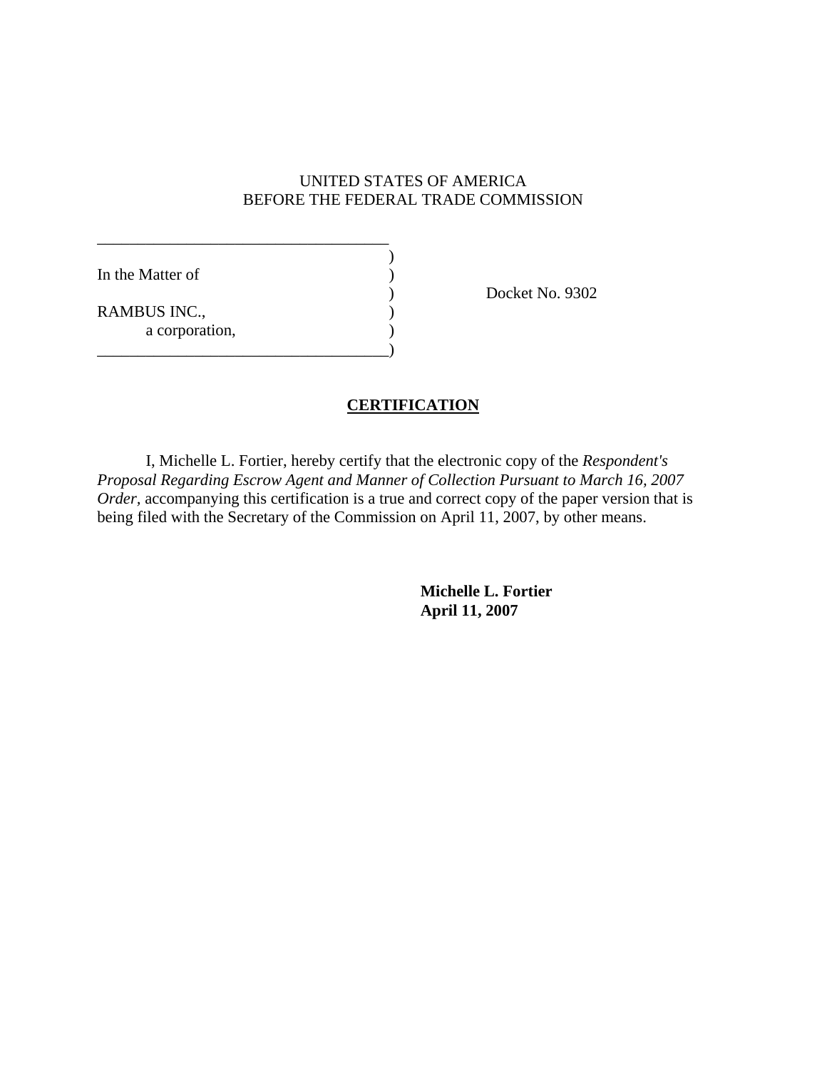UNITED STATES OF AMERICA
BEFORE THE FEDERAL TRADE COMMISSION

| | | |
|---|---|---|
| In the Matter of | ) | |
| | ) | Docket No. 9302 |
| RAMBUS INC., | ) | |
| a corporation, | ) | |

## CERTIFICATION

I, Michelle L. Fortier, hereby certify that the electronic copy of the *Respondent's Proposal Regarding Escrow Agent and Manner of Collection Pursuant to March 16, 2007 Order,* accompanying this certification is a true and correct copy of the paper version that is being filed with the Secretary of the Commission on April 11, 2007, by other means.

**Michelle L. Fortier**
**April 11, 2007**